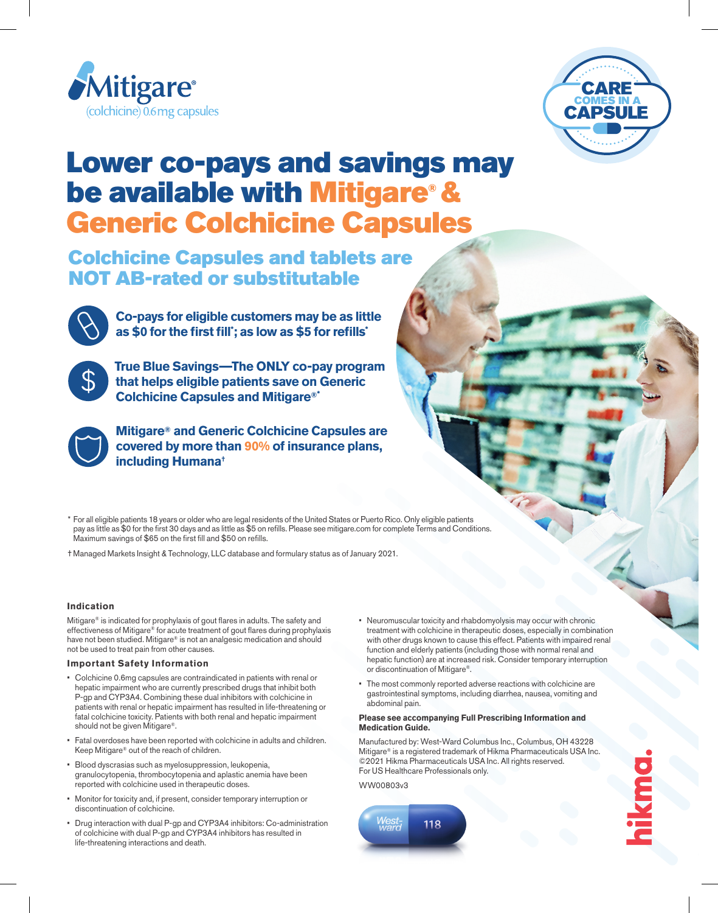Mitigare®
(colchicine) 0.6mg capsules

CARE COMES IN A CAPSULE

# Lower co-pays and savings may be available with Mitigare® & Generic Colchicine Capsules

## Colchicine Capsules and tablets are NOT AB-rated or substitutable

**Co-pays for eligible customers may be as little as $0 for the first fill*; as low as $5 for refills***

**True Blue Savings—The ONLY co-pay program that helps eligible patients save on Generic Colchicine Capsules and Mitigare®***

**Mitigare® and Generic Colchicine Capsules are covered by more than 90% of insurance plans, including Humana†**

\* For all eligible patients 18 years or older who are legal residents of the United States or Puerto Rico. Only eligible patients pay as little as $0 for the first 30 days and as little as $5 on refills. Please see mitigare.com for complete Terms and Conditions. Maximum savings of $65 on the first fill and $50 on refills.

† Managed Markets Insight & Technology, LLC database and formulary status as of January 2021.

### Indication

Mitigare® is indicated for prophylaxis of gout flares in adults. The safety and effectiveness of Mitigare® for acute treatment of gout flares during prophylaxis have not been studied. Mitigare® is not an analgesic medication and should not be used to treat pain from other causes.

### Important Safety Information

- Colchicine 0.6mg capsules are contraindicated in patients with renal or hepatic impairment who are currently prescribed drugs that inhibit both P-gp and CYP3A4. Combining these dual inhibitors with colchicine in patients with renal or hepatic impairment has resulted in life-threatening or fatal colchicine toxicity. Patients with both renal and hepatic impairment should not be given Mitigare®.
- Fatal overdoses have been reported with colchicine in adults and children. Keep Mitigare® out of the reach of children.
- Blood dyscrasias such as myelosuppression, leukopenia, granulocytopenia, thrombocytopenia and aplastic anemia have been reported with colchicine used in therapeutic doses.
- Monitor for toxicity and, if present, consider temporary interruption or discontinuation of colchicine.
- Drug interaction with dual P-gp and CYP3A4 inhibitors: Co-administration of colchicine with dual P-gp and CYP3A4 inhibitors has resulted in life-threatening interactions and death.
- Neuromuscular toxicity and rhabdomyolysis may occur with chronic treatment with colchicine in therapeutic doses, especially in combination with other drugs known to cause this effect. Patients with impaired renal function and elderly patients (including those with normal renal and hepatic function) are at increased risk. Consider temporary interruption or discontinuation of Mitigare®.
- The most commonly reported adverse reactions with colchicine are gastrointestinal symptoms, including diarrhea, nausea, vomiting and abdominal pain.

**Please see accompanying Full Prescribing Information and Medication Guide.**

Manufactured by: West-Ward Columbus Inc., Columbus, OH 43228
Mitigare® is a registered trademark of Hikma Pharmaceuticals USA Inc.
©2021 Hikma Pharmaceuticals USA Inc. All rights reserved.
For US Healthcare Professionals only.

WW00803v3

hikma.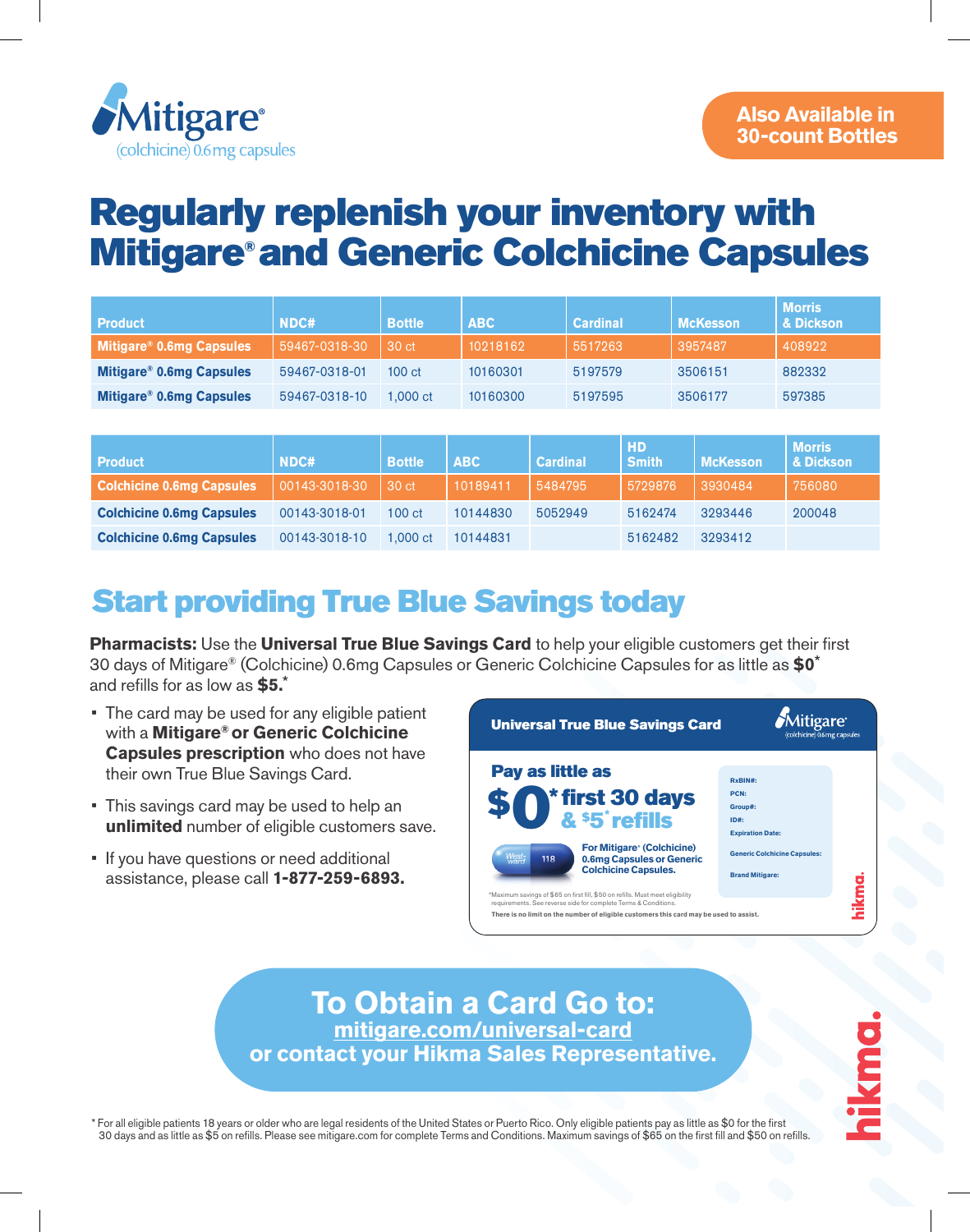Mitigare®
(colchicine) 0.6mg capsules

**Also Available in 30-count Bottles**

# Regularly replenish your inventory with Mitigare® and Generic Colchicine Capsules

| Product | NDC# | Bottle | ABC | Cardinal | McKesson | Morris & Dickson |
|---|---|---|---|---|---|---|
| Mitigare® 0.6mg Capsules | 59467-0318-30 | 30 ct | 10218162 | 5517263 | 3957487 | 408922 |
| Mitigare® 0.6mg Capsules | 59467-0318-01 | 100 ct | 10160301 | 5197579 | 3506151 | 882332 |
| Mitigare® 0.6mg Capsules | 59467-0318-10 | 1,000 ct | 10160300 | 5197595 | 3506177 | 597385 |

| Product | NDC# | Bottle | ABC | Cardinal | HD Smith | McKesson | Morris & Dickson |
|---|---|---|---|---|---|---|---|
| Colchicine 0.6mg Capsules | 00143-3018-30 | 30 ct | 10189411 | 5484795 | 5729876 | 3930484 | 756080 |
| Colchicine 0.6mg Capsules | 00143-3018-01 | 100 ct | 10144830 | 5052949 | 5162474 | 3293446 | 200048 |
| Colchicine 0.6mg Capsules | 00143-3018-10 | 1,000 ct | 10144831 | | 5162482 | 3293412 | |

## Start providing True Blue Savings today

**Pharmacists:** Use the **Universal True Blue Savings Card** to help your eligible customers get their first 30 days of Mitigare® (Colchicine) 0.6mg Capsules or Generic Colchicine Capsules for as little as **$0*** and refills for as low as **$5.***

- The card may be used for any eligible patient with a **Mitigare® or Generic Colchicine Capsules prescription** who does not have their own True Blue Savings Card.
- This savings card may be used to help an **unlimited** number of eligible customers save.
- If you have questions or need additional assistance, please call **1-877-259-6893.**

**Universal True Blue Savings Card**

Pay as little as **$0* first 30 days & $5* refills**

For Mitigare® (Colchicine) 0.6mg Capsules or Generic Colchicine Capsules.

RxBIN#:
PCN:
Group#:
ID#:
Expiration Date:
Generic Colchicine Capsules:
Brand Mitigare:

*Maximum savings of $65 on first fill, $50 on refills. Must meet eligibility requirements. See reverse side for complete Terms & Conditions.

There is no limit on the number of eligible customers this card may be used to assist.

## To Obtain a Card Go to:

**mitigare.com/universal-card**

**or contact your Hikma Sales Representative.**

* For all eligible patients 18 years or older who are legal residents of the United States or Puerto Rico. Only eligible patients pay as little as $0 for the first 30 days and as little as $5 on refills. Please see mitigare.com for complete Terms and Conditions. Maximum savings of $65 on the first fill and $50 on refills.

hikma.